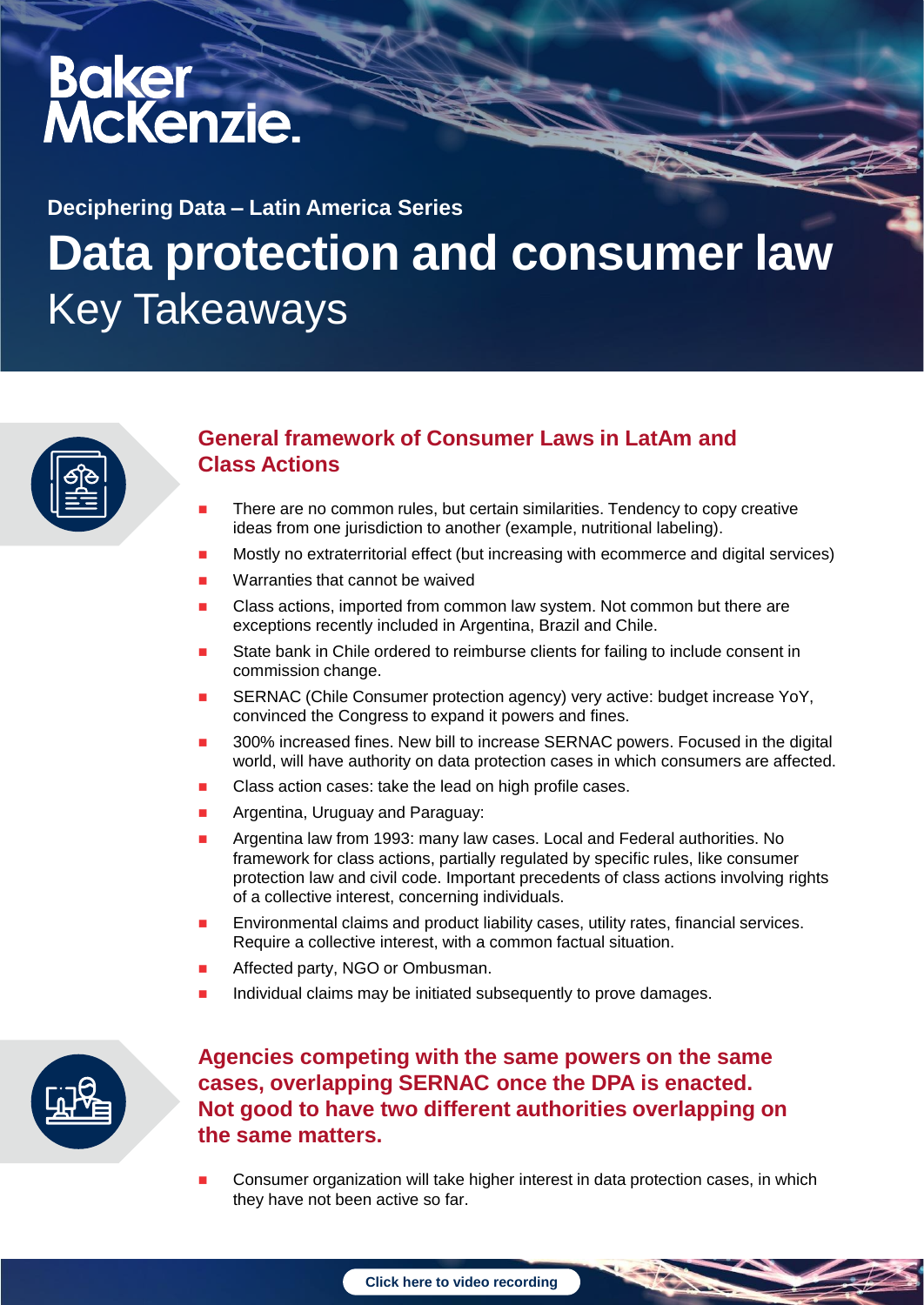Baker McKenzie.

Deciphering Data – Latin America Series

# Data protection and consumer law

Key Takeaways

## General framework of Consumer Laws in LatAm and Class Actions

- There are no common rules, but certain similarities. Tendency to copy creative ideas from one jurisdiction to another (example, nutritional labeling).
- Mostly no extraterritorial effect (but increasing with ecommerce and digital services)
- Warranties that cannot be waived
- Class actions, imported from common law system. Not common but there are exceptions recently included in Argentina, Brazil and Chile.
- State bank in Chile ordered to reimburse clients for failing to include consent in commission change.
- SERNAC (Chile Consumer protection agency) very active: budget increase YoY, convinced the Congress to expand it powers and fines.
- 300% increased fines. New bill to increase SERNAC powers. Focused in the digital world, will have authority on data protection cases in which consumers are affected.
- Class action cases: take the lead on high profile cases.
- Argentina, Uruguay and Paraguay:
- Argentina law from 1993: many law cases. Local and Federal authorities. No framework for class actions, partially regulated by specific rules, like consumer protection law and civil code. Important precedents of class actions involving rights of a collective interest, concerning individuals.
- Environmental claims and product liability cases, utility rates, financial services. Require a collective interest, with a common factual situation.
- Affected party, NGO or Ombusman.
- Individual claims may be initiated subsequently to prove damages.

## Agencies competing with the same powers on the same cases, overlapping SERNAC once the DPA is enacted. Not good to have two different authorities overlapping on the same matters.

- Consumer organization will take higher interest in data protection cases, in which they have not been active so far.

Click here to video recording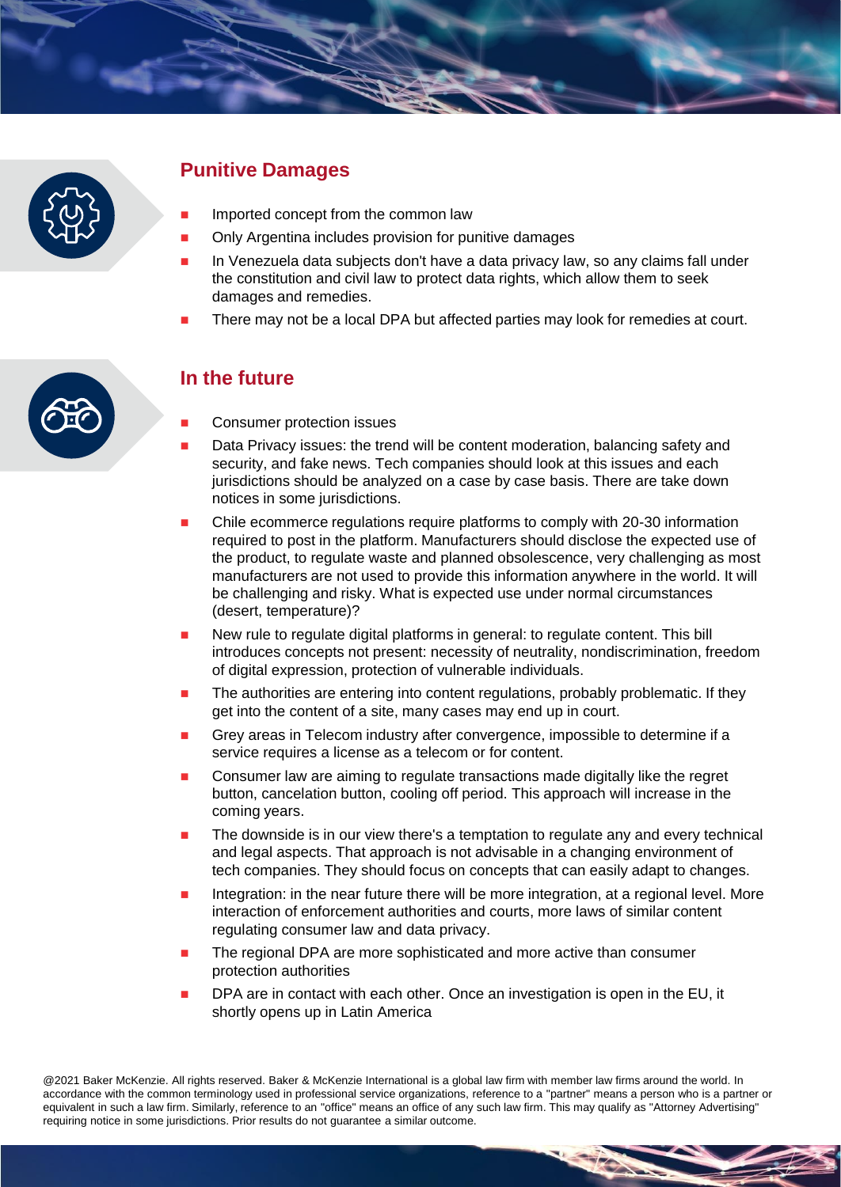## Punitive Damages

- Imported concept from the common law
- Only Argentina includes provision for punitive damages
- In Venezuela data subjects don't have a data privacy law, so any claims fall under the constitution and civil law to protect data rights, which allow them to seek damages and remedies.
- There may not be a local DPA but affected parties may look for remedies at court.

## In the future

- Consumer protection issues
- Data Privacy issues: the trend will be content moderation, balancing safety and security, and fake news. Tech companies should look at this issues and each jurisdictions should be analyzed on a case by case basis. There are take down notices in some jurisdictions.
- Chile ecommerce regulations require platforms to comply with 20-30 information required to post in the platform. Manufacturers should disclose the expected use of the product, to regulate waste and planned obsolescence, very challenging as most manufacturers are not used to provide this information anywhere in the world. It will be challenging and risky. What is expected use under normal circumstances (desert, temperature)?
- New rule to regulate digital platforms in general: to regulate content. This bill introduces concepts not present: necessity of neutrality, nondiscrimination, freedom of digital expression, protection of vulnerable individuals.
- The authorities are entering into content regulations, probably problematic. If they get into the content of a site, many cases may end up in court.
- Grey areas in Telecom industry after convergence, impossible to determine if a service requires a license as a telecom or for content.
- Consumer law are aiming to regulate transactions made digitally like the regret button, cancelation button, cooling off period. This approach will increase in the coming years.
- The downside is in our view there's a temptation to regulate any and every technical and legal aspects. That approach is not advisable in a changing environment of tech companies. They should focus on concepts that can easily adapt to changes.
- Integration: in the near future there will be more integration, at a regional level. More interaction of enforcement authorities and courts, more laws of similar content regulating consumer law and data privacy.
- The regional DPA are more sophisticated and more active than consumer protection authorities
- DPA are in contact with each other. Once an investigation is open in the EU, it shortly opens up in Latin America

@2021 Baker McKenzie. All rights reserved. Baker & McKenzie International is a global law firm with member law firms around the world. In accordance with the common terminology used in professional service organizations, reference to a "partner" means a person who is a partner or equivalent in such a law firm. Similarly, reference to an "office" means an office of any such law firm. This may qualify as "Attorney Advertising" requiring notice in some jurisdictions. Prior results do not guarantee a similar outcome.